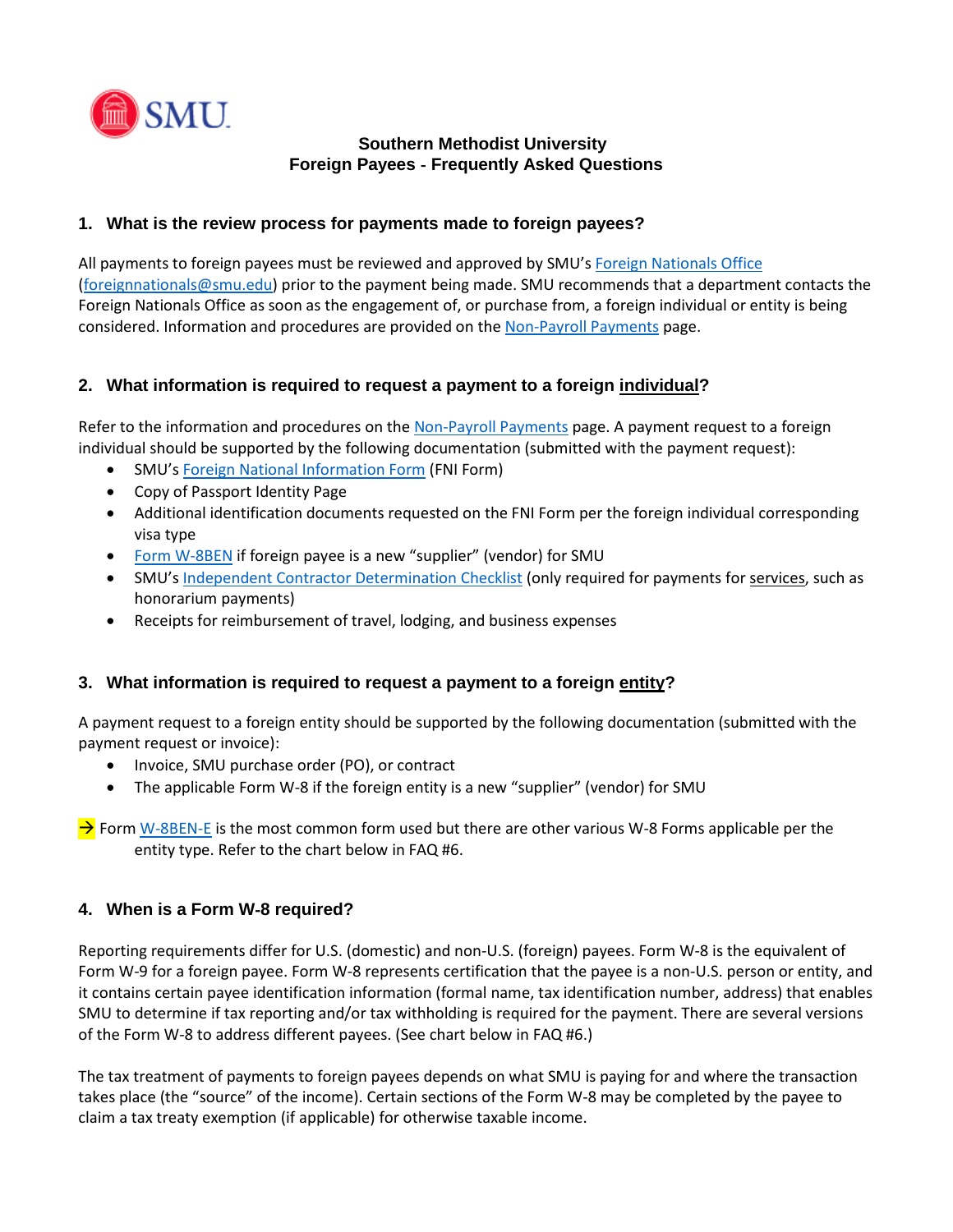SMU

**Southern Methodist University**
**Foreign Payees - Frequently Asked Questions**

## 1. What is the review process for payments made to foreign payees?

All payments to foreign payees must be reviewed and approved by SMU's Foreign Nationals Office (foreignnationals@smu.edu) prior to the payment being made. SMU recommends that a department contacts the Foreign Nationals Office as soon as the engagement of, or purchase from, a foreign individual or entity is being considered. Information and procedures are provided on the Non-Payroll Payments page.

## 2. What information is required to request a payment to a foreign <u>individual</u>?

Refer to the information and procedures on the Non-Payroll Payments page. A payment request to a foreign individual should be supported by the following documentation (submitted with the payment request):

- SMU's Foreign National Information Form (FNI Form)
- Copy of Passport Identity Page
- Additional identification documents requested on the FNI Form per the foreign individual corresponding visa type
- Form W-8BEN if foreign payee is a new "supplier" (vendor) for SMU
- SMU's Independent Contractor Determination Checklist (only required for payments for <u>services</u>, such as honorarium payments)
- Receipts for reimbursement of travel, lodging, and business expenses

## 3. What information is required to request a payment to a foreign <u>entity</u>?

A payment request to a foreign entity should be supported by the following documentation (submitted with the payment request or invoice):

- Invoice, SMU purchase order (PO), or contract
- The applicable Form W-8 if the foreign entity is a new "supplier" (vendor) for SMU

→ Form W-8BEN-E is the most common form used but there are other various W-8 Forms applicable per the entity type. Refer to the chart below in FAQ #6.

## 4. When is a Form W-8 required?

Reporting requirements differ for U.S. (domestic) and non-U.S. (foreign) payees. Form W-8 is the equivalent of Form W-9 for a foreign payee. Form W-8 represents certification that the payee is a non-U.S. person or entity, and it contains certain payee identification information (formal name, tax identification number, address) that enables SMU to determine if tax reporting and/or tax withholding is required for the payment. There are several versions of the Form W-8 to address different payees. (See chart below in FAQ #6.)

The tax treatment of payments to foreign payees depends on what SMU is paying for and where the transaction takes place (the "source" of the income). Certain sections of the Form W-8 may be completed by the payee to claim a tax treaty exemption (if applicable) for otherwise taxable income.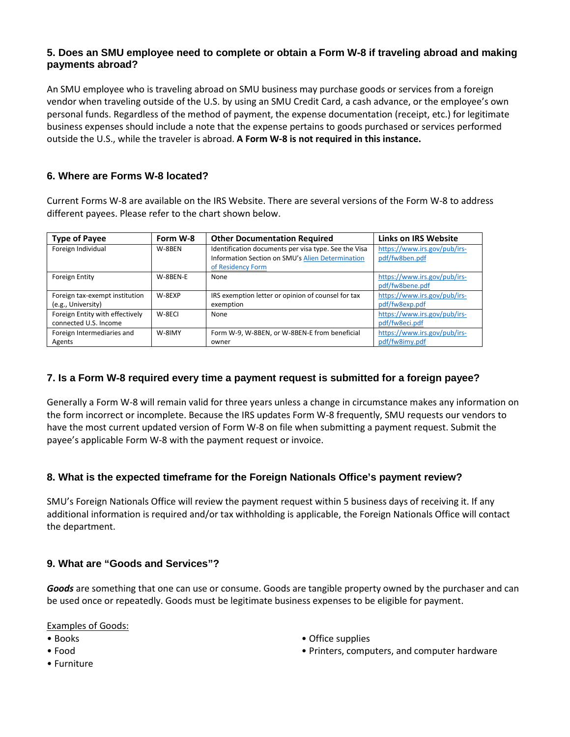## 5. Does an SMU employee need to complete or obtain a Form W-8 if traveling abroad and making payments abroad?

An SMU employee who is traveling abroad on SMU business may purchase goods or services from a foreign vendor when traveling outside of the U.S. by using an SMU Credit Card, a cash advance, or the employee's own personal funds. Regardless of the method of payment, the expense documentation (receipt, etc.) for legitimate business expenses should include a note that the expense pertains to goods purchased or services performed outside the U.S., while the traveler is abroad. **A Form W-8 is not required in this instance.**

## 6. Where are Forms W-8 located?

Current Forms W-8 are available on the IRS Website. There are several versions of the Form W-8 to address different payees. Please refer to the chart shown below.

| Type of Payee | Form W-8 | Other Documentation Required | Links on IRS Website |
|---|---|---|---|
| Foreign Individual | W-8BEN | Identification documents per visa type. See the Visa Information Section on SMU's Alien Determination of Residency Form | https://www.irs.gov/pub/irs-pdf/fw8ben.pdf |
| Foreign Entity | W-8BEN-E | None | https://www.irs.gov/pub/irs-pdf/fw8bene.pdf |
| Foreign tax-exempt institution (e.g., University) | W-8EXP | IRS exemption letter or opinion of counsel for tax exemption | https://www.irs.gov/pub/irs-pdf/fw8exp.pdf |
| Foreign Entity with effectively connected U.S. Income | W-8ECI | None | https://www.irs.gov/pub/irs-pdf/fw8eci.pdf |
| Foreign Intermediaries and Agents | W-8IMY | Form W-9, W-8BEN, or W-8BEN-E from beneficial owner | https://www.irs.gov/pub/irs-pdf/fw8imy.pdf |

## 7. Is a Form W-8 required every time a payment request is submitted for a foreign payee?

Generally a Form W-8 will remain valid for three years unless a change in circumstance makes any information on the form incorrect or incomplete. Because the IRS updates Form W-8 frequently, SMU requests our vendors to have the most current updated version of Form W-8 on file when submitting a payment request. Submit the payee's applicable Form W-8 with the payment request or invoice.

## 8. What is the expected timeframe for the Foreign Nationals Office's payment review?

SMU's Foreign Nationals Office will review the payment request within 5 business days of receiving it. If any additional information is required and/or tax withholding is applicable, the Foreign Nationals Office will contact the department.

## 9. What are "Goods and Services"?

***Goods*** are something that one can use or consume. Goods are tangible property owned by the purchaser and can be used once or repeatedly. Goods must be legitimate business expenses to be eligible for payment.

Examples of Goods:

- Books
- Food
- Furniture
- Office supplies
- Printers, computers, and computer hardware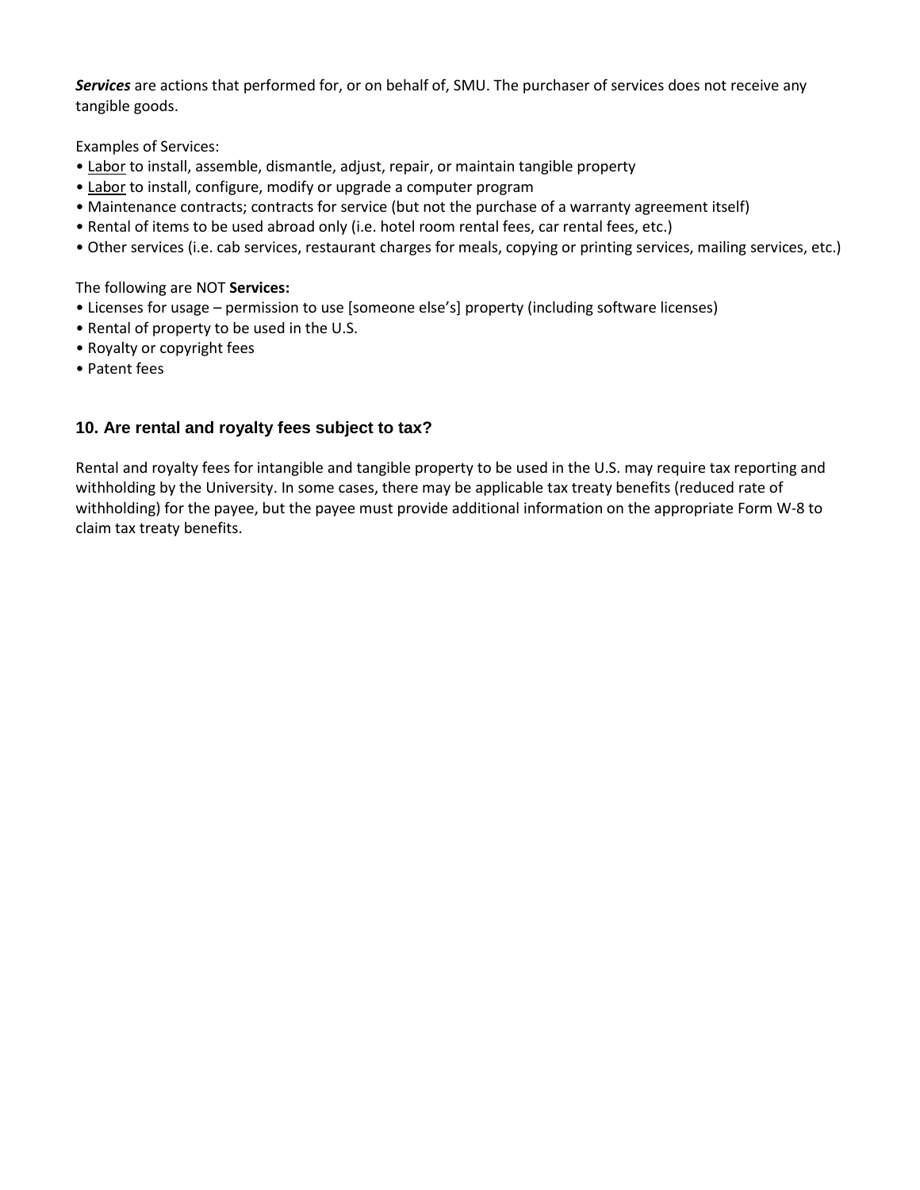***Services*** are actions that performed for, or on behalf of, SMU. The purchaser of services does not receive any tangible goods.

Examples of Services:

- <u>Labor</u> to install, assemble, dismantle, adjust, repair, or maintain tangible property
- <u>Labor</u> to install, configure, modify or upgrade a computer program
- Maintenance contracts; contracts for service (but not the purchase of a warranty agreement itself)
- Rental of items to be used abroad only (i.e. hotel room rental fees, car rental fees, etc.)
- Other services (i.e. cab services, restaurant charges for meals, copying or printing services, mailing services, etc.)

The following are NOT **Services:**

- Licenses for usage – permission to use [someone else's] property (including software licenses)
- Rental of property to be used in the U.S.
- Royalty or copyright fees
- Patent fees

## 10. Are rental and royalty fees subject to tax?

Rental and royalty fees for intangible and tangible property to be used in the U.S. may require tax reporting and withholding by the University. In some cases, there may be applicable tax treaty benefits (reduced rate of withholding) for the payee, but the payee must provide additional information on the appropriate Form W-8 to claim tax treaty benefits.